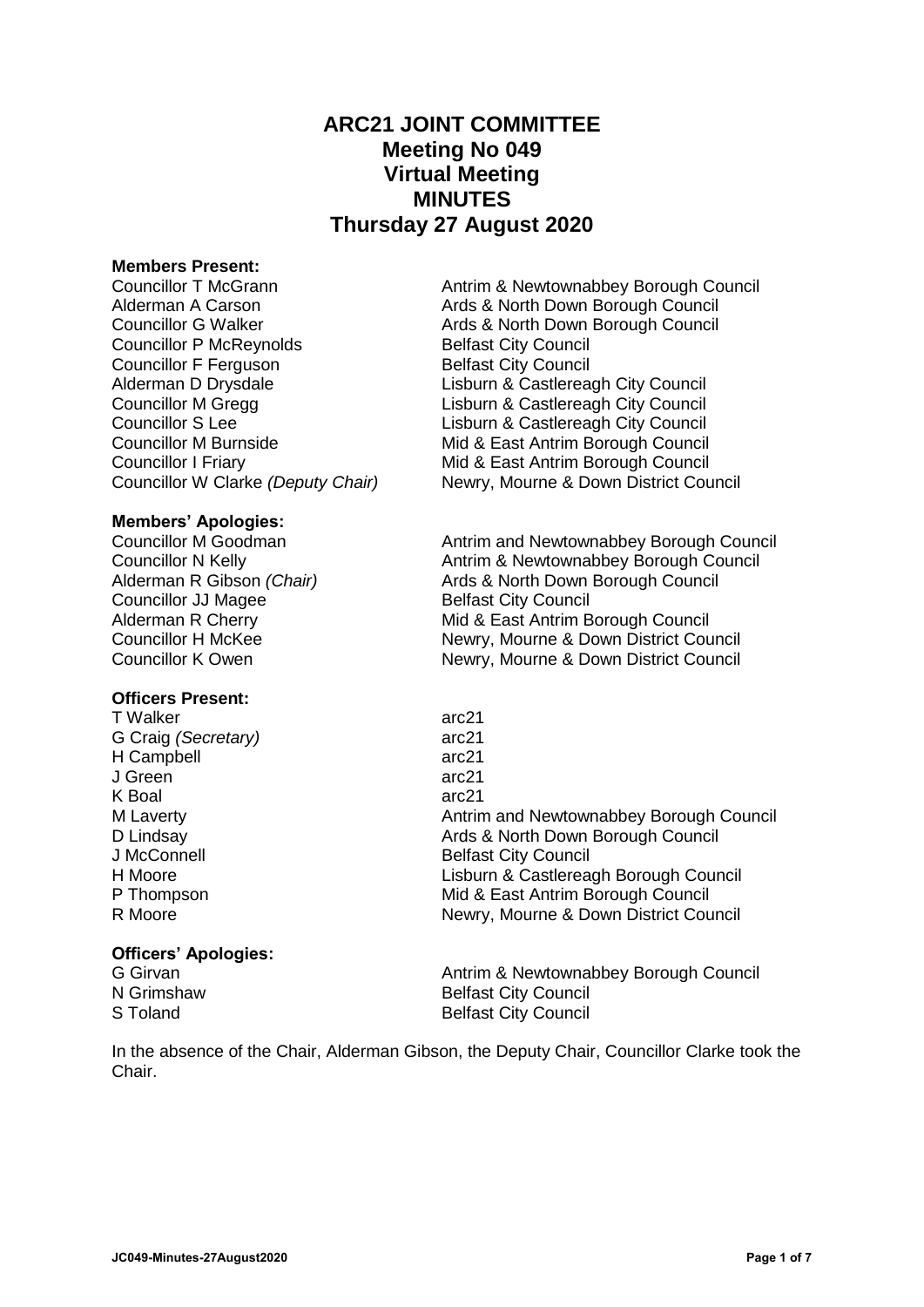# ARC21 JOINT COMMITTEE
## Meeting No 049
## Virtual Meeting
## MINUTES
## Thursday 27 August 2020

**Members Present:**

| | |
|---|---|
| Councillor T McGrann | Antrim & Newtownabbey Borough Council |
| Alderman A Carson | Ards & North Down Borough Council |
| Councillor G Walker | Ards & North Down Borough Council |
| Councillor P McReynolds | Belfast City Council |
| Councillor F Ferguson | Belfast City Council |
| Alderman D Drysdale | Lisburn & Castlereagh City Council |
| Councillor M Gregg | Lisburn & Castlereagh City Council |
| Councillor S Lee | Lisburn & Castlereagh City Council |
| Councillor M Burnside | Mid & East Antrim Borough Council |
| Councillor I Friary | Mid & East Antrim Borough Council |
| Councillor W Clarke *(Deputy Chair)* | Newry, Mourne & Down District Council |

**Members' Apologies:**

| | |
|---|---|
| Councillor M Goodman | Antrim and Newtownabbey Borough Council |
| Councillor N Kelly | Antrim & Newtownabbey Borough Council |
| Alderman R Gibson *(Chair)* | Ards & North Down Borough Council |
| Councillor JJ Magee | Belfast City Council |
| Alderman R Cherry | Mid & East Antrim Borough Council |
| Councillor H McKee | Newry, Mourne & Down District Council |
| Councillor K Owen | Newry, Mourne & Down District Council |

**Officers Present:**

| | |
|---|---|
| T Walker | arc21 |
| G Craig *(Secretary)* | arc21 |
| H Campbell | arc21 |
| J Green | arc21 |
| K Boal | arc21 |
| M Laverty | Antrim and Newtownabbey Borough Council |
| D Lindsay | Ards & North Down Borough Council |
| J McConnell | Belfast City Council |
| H Moore | Lisburn & Castlereagh Borough Council |
| P Thompson | Mid & East Antrim Borough Council |
| R Moore | Newry, Mourne & Down District Council |

**Officers' Apologies:**

| | |
|---|---|
| G Girvan | Antrim & Newtownabbey Borough Council |
| N Grimshaw | Belfast City Council |
| S Toland | Belfast City Council |

In the absence of the Chair, Alderman Gibson, the Deputy Chair, Councillor Clarke took the Chair.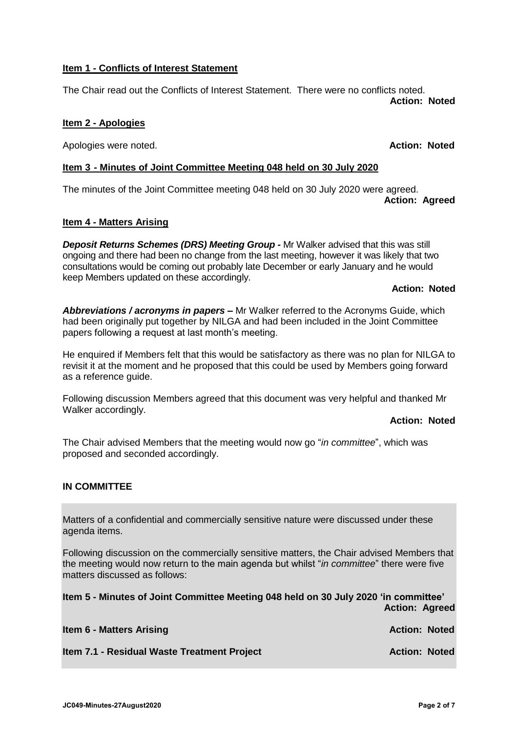**Item 1 - Conflicts of Interest Statement**

The Chair read out the Conflicts of Interest Statement. There were no conflicts noted.

**Action: Noted**

**Item 2 - Apologies**

Apologies were noted. **Action: Noted**

**Item 3 - Minutes of Joint Committee Meeting 048 held on 30 July 2020**

The minutes of the Joint Committee meeting 048 held on 30 July 2020 were agreed.

**Action: Agreed**

**Item 4 - Matters Arising**

***Deposit Returns Schemes (DRS) Meeting Group -*** Mr Walker advised that this was still ongoing and there had been no change from the last meeting, however it was likely that two consultations would be coming out probably late December or early January and he would keep Members updated on these accordingly.

**Action: Noted**

***Abbreviations / acronyms in papers –*** Mr Walker referred to the Acronyms Guide, which had been originally put together by NILGA and had been included in the Joint Committee papers following a request at last month's meeting.

He enquired if Members felt that this would be satisfactory as there was no plan for NILGA to revisit it at the moment and he proposed that this could be used by Members going forward as a reference guide.

Following discussion Members agreed that this document was very helpful and thanked Mr Walker accordingly.

**Action: Noted**

The Chair advised Members that the meeting would now go "*in committee*", which was proposed and seconded accordingly.

**IN COMMITTEE**

Matters of a confidential and commercially sensitive nature were discussed under these agenda items.

Following discussion on the commercially sensitive matters, the Chair advised Members that the meeting would now return to the main agenda but whilst "*in committee*" there were five matters discussed as follows:

**Item 5 - Minutes of Joint Committee Meeting 048 held on 30 July 2020 'in committee'**

**Action: Agreed**

**Item 6 - Matters Arising** **Action: Noted**

**Item 7.1 - Residual Waste Treatment Project** **Action: Noted**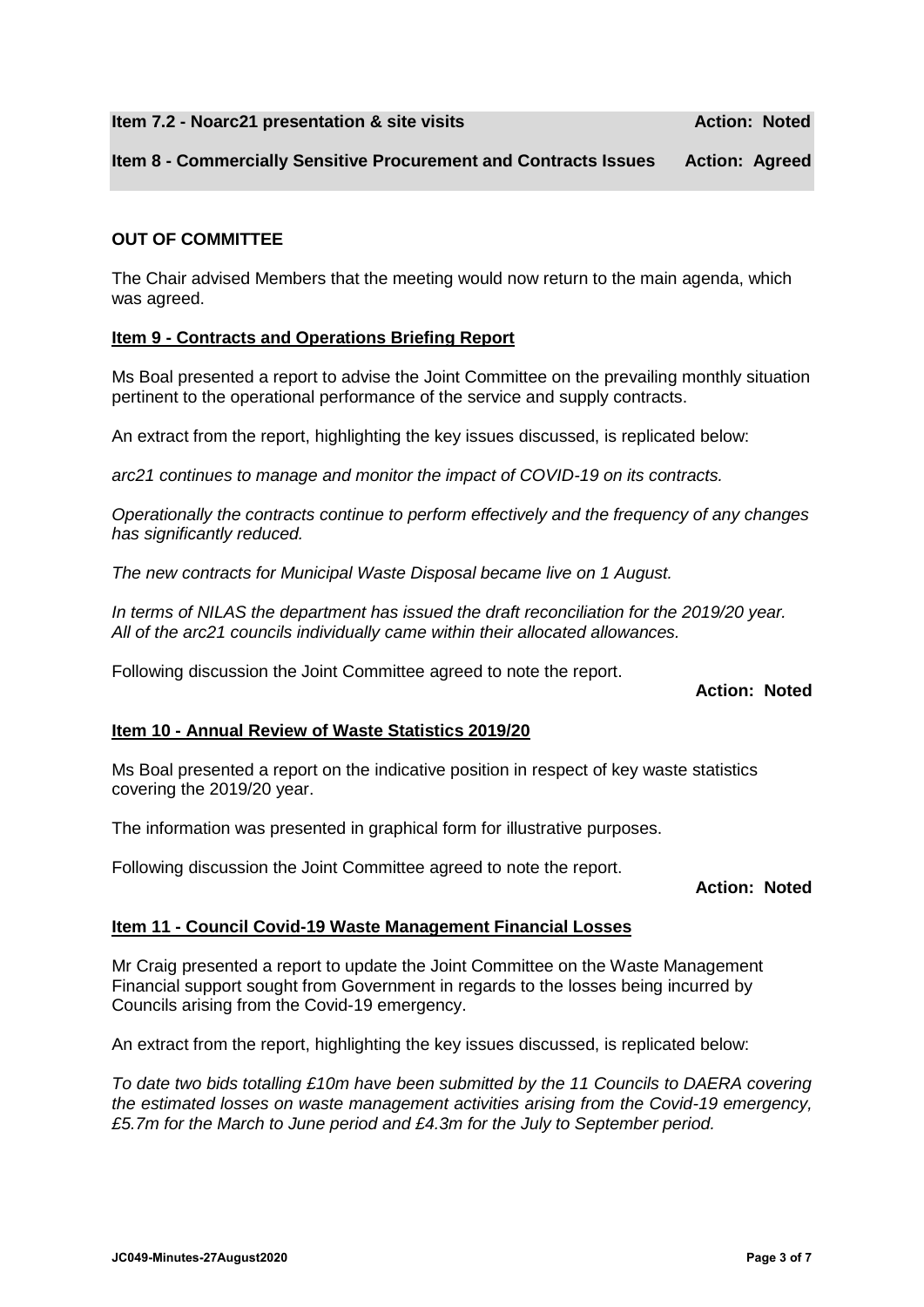**Item 7.2 - Noarc21 presentation & site visits** **Action: Noted**

**Item 8 - Commercially Sensitive Procurement and Contracts Issues** **Action: Agreed**

**OUT OF COMMITTEE**

The Chair advised Members that the meeting would now return to the main agenda, which was agreed.

**Item 9 - Contracts and Operations Briefing Report**

Ms Boal presented a report to advise the Joint Committee on the prevailing monthly situation pertinent to the operational performance of the service and supply contracts.

An extract from the report, highlighting the key issues discussed, is replicated below:

*arc21 continues to manage and monitor the impact of COVID-19 on its contracts.*

*Operationally the contracts continue to perform effectively and the frequency of any changes has significantly reduced.*

*The new contracts for Municipal Waste Disposal became live on 1 August.*

*In terms of NILAS the department has issued the draft reconciliation for the 2019/20 year. All of the arc21 councils individually came within their allocated allowances.*

Following discussion the Joint Committee agreed to note the report.

**Action: Noted**

**Item 10 - Annual Review of Waste Statistics 2019/20**

Ms Boal presented a report on the indicative position in respect of key waste statistics covering the 2019/20 year.

The information was presented in graphical form for illustrative purposes.

Following discussion the Joint Committee agreed to note the report.

**Action: Noted**

**Item 11 - Council Covid-19 Waste Management Financial Losses**

Mr Craig presented a report to update the Joint Committee on the Waste Management Financial support sought from Government in regards to the losses being incurred by Councils arising from the Covid-19 emergency.

An extract from the report, highlighting the key issues discussed, is replicated below:

*To date two bids totalling £10m have been submitted by the 11 Councils to DAERA covering the estimated losses on waste management activities arising from the Covid-19 emergency, £5.7m for the March to June period and £4.3m for the July to September period.*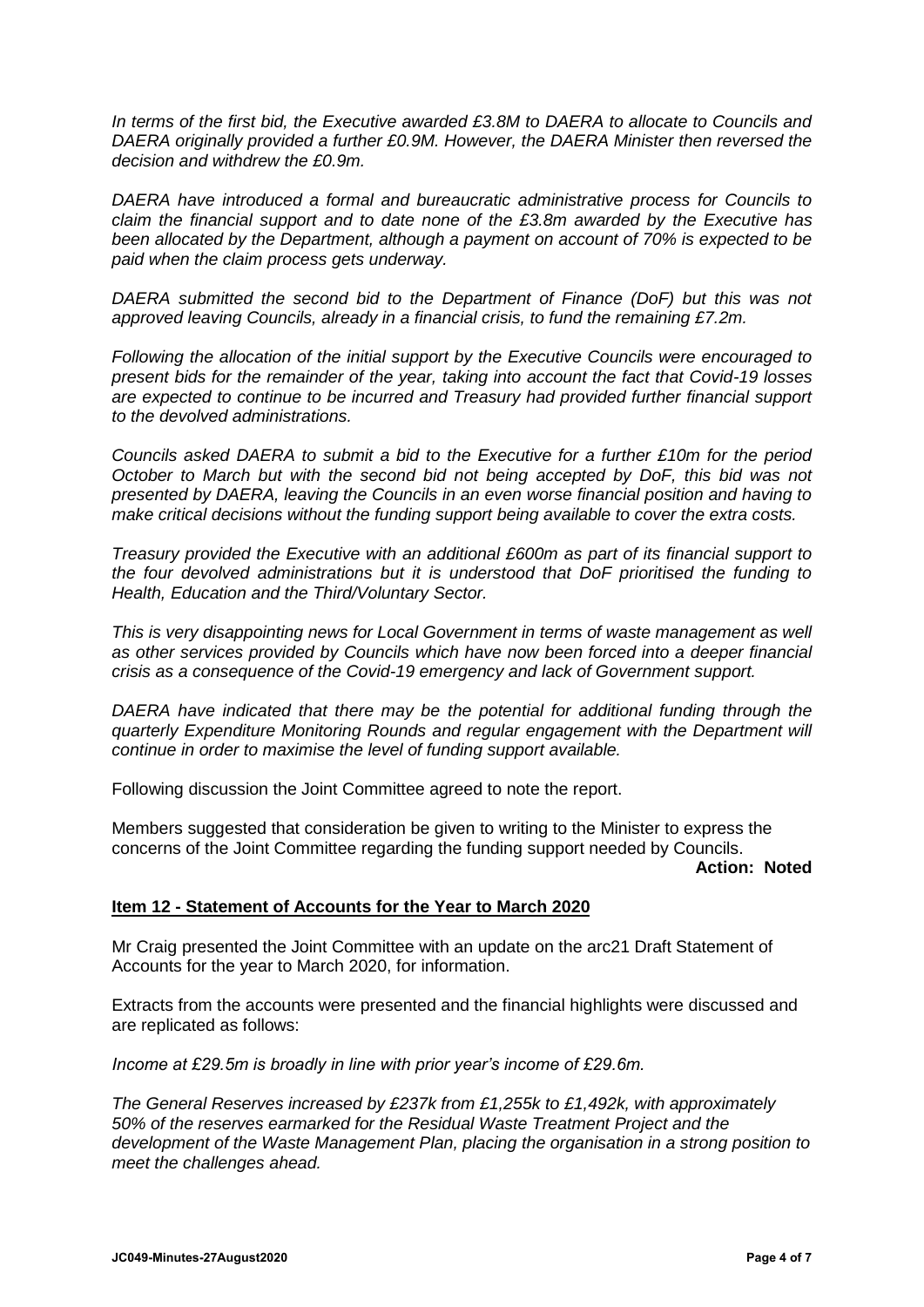*In terms of the first bid, the Executive awarded £3.8M to DAERA to allocate to Councils and DAERA originally provided a further £0.9M. However, the DAERA Minister then reversed the decision and withdrew the £0.9m.*

*DAERA have introduced a formal and bureaucratic administrative process for Councils to claim the financial support and to date none of the £3.8m awarded by the Executive has been allocated by the Department, although a payment on account of 70% is expected to be paid when the claim process gets underway.*

*DAERA submitted the second bid to the Department of Finance (DoF) but this was not approved leaving Councils, already in a financial crisis, to fund the remaining £7.2m.*

*Following the allocation of the initial support by the Executive Councils were encouraged to present bids for the remainder of the year, taking into account the fact that Covid-19 losses are expected to continue to be incurred and Treasury had provided further financial support to the devolved administrations.*

*Councils asked DAERA to submit a bid to the Executive for a further £10m for the period October to March but with the second bid not being accepted by DoF, this bid was not presented by DAERA, leaving the Councils in an even worse financial position and having to make critical decisions without the funding support being available to cover the extra costs.*

*Treasury provided the Executive with an additional £600m as part of its financial support to the four devolved administrations but it is understood that DoF prioritised the funding to Health, Education and the Third/Voluntary Sector.*

*This is very disappointing news for Local Government in terms of waste management as well as other services provided by Councils which have now been forced into a deeper financial crisis as a consequence of the Covid-19 emergency and lack of Government support.*

*DAERA have indicated that there may be the potential for additional funding through the quarterly Expenditure Monitoring Rounds and regular engagement with the Department will continue in order to maximise the level of funding support available.*

Following discussion the Joint Committee agreed to note the report.

Members suggested that consideration be given to writing to the Minister to express the concerns of the Joint Committee regarding the funding support needed by Councils.

**Action: Noted**

## Item 12 - Statement of Accounts for the Year to March 2020

Mr Craig presented the Joint Committee with an update on the arc21 Draft Statement of Accounts for the year to March 2020, for information.

Extracts from the accounts were presented and the financial highlights were discussed and are replicated as follows:

*Income at £29.5m is broadly in line with prior year's income of £29.6m.*

*The General Reserves increased by £237k from £1,255k to £1,492k, with approximately 50% of the reserves earmarked for the Residual Waste Treatment Project and the development of the Waste Management Plan, placing the organisation in a strong position to meet the challenges ahead.*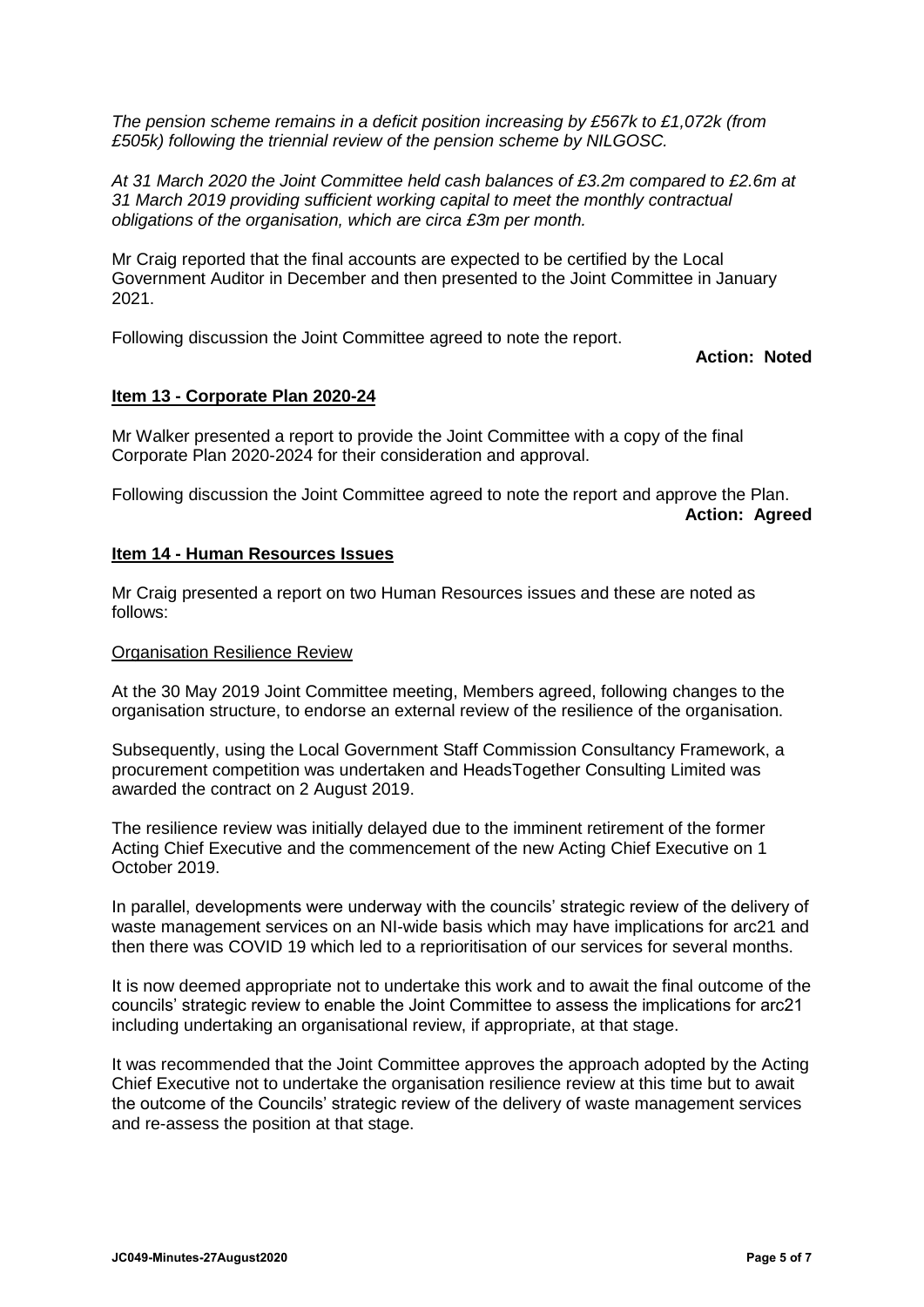*The pension scheme remains in a deficit position increasing by £567k to £1,072k (from £505k) following the triennial review of the pension scheme by NILGOSC.*

*At 31 March 2020 the Joint Committee held cash balances of £3.2m compared to £2.6m at 31 March 2019 providing sufficient working capital to meet the monthly contractual obligations of the organisation, which are circa £3m per month.*

Mr Craig reported that the final accounts are expected to be certified by the Local Government Auditor in December and then presented to the Joint Committee in January 2021.

Following discussion the Joint Committee agreed to note the report.

**Action: Noted**

## Item 13 - Corporate Plan 2020-24

Mr Walker presented a report to provide the Joint Committee with a copy of the final Corporate Plan 2020-2024 for their consideration and approval.

Following discussion the Joint Committee agreed to note the report and approve the Plan.

**Action: Agreed**

## Item 14 - Human Resources Issues

Mr Craig presented a report on two Human Resources issues and these are noted as follows:

### Organisation Resilience Review

At the 30 May 2019 Joint Committee meeting, Members agreed, following changes to the organisation structure, to endorse an external review of the resilience of the organisation.

Subsequently, using the Local Government Staff Commission Consultancy Framework, a procurement competition was undertaken and HeadsTogether Consulting Limited was awarded the contract on 2 August 2019.

The resilience review was initially delayed due to the imminent retirement of the former Acting Chief Executive and the commencement of the new Acting Chief Executive on 1 October 2019.

In parallel, developments were underway with the councils' strategic review of the delivery of waste management services on an NI-wide basis which may have implications for arc21 and then there was COVID 19 which led to a reprioritisation of our services for several months.

It is now deemed appropriate not to undertake this work and to await the final outcome of the councils' strategic review to enable the Joint Committee to assess the implications for arc21 including undertaking an organisational review, if appropriate, at that stage.

It was recommended that the Joint Committee approves the approach adopted by the Acting Chief Executive not to undertake the organisation resilience review at this time but to await the outcome of the Councils' strategic review of the delivery of waste management services and re-assess the position at that stage.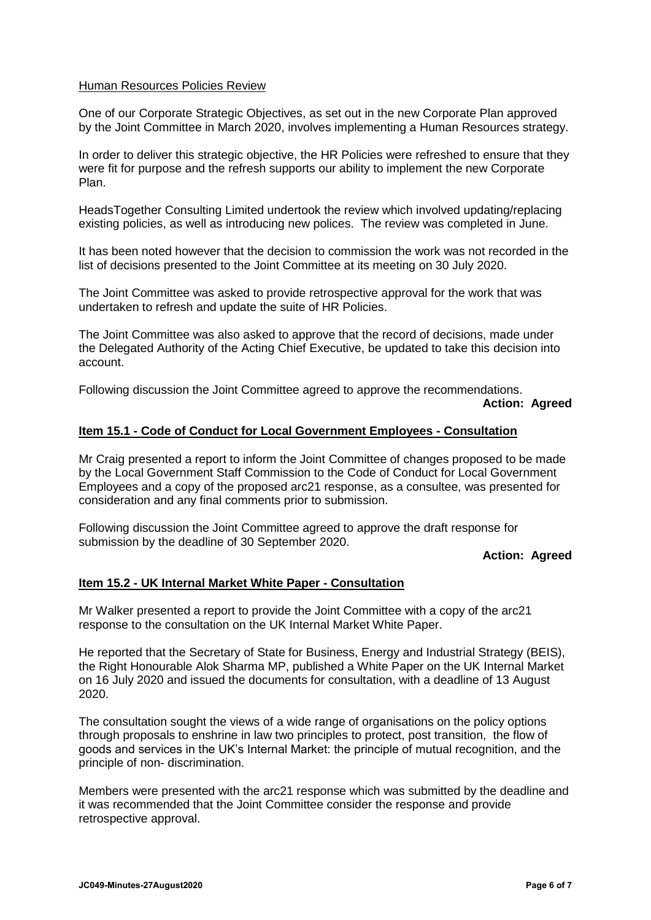Human Resources Policies Review

One of our Corporate Strategic Objectives, as set out in the new Corporate Plan approved by the Joint Committee in March 2020, involves implementing a Human Resources strategy.

In order to deliver this strategic objective, the HR Policies were refreshed to ensure that they were fit for purpose and the refresh supports our ability to implement the new Corporate Plan.

HeadsTogether Consulting Limited undertook the review which involved updating/replacing existing policies, as well as introducing new polices. The review was completed in June.

It has been noted however that the decision to commission the work was not recorded in the list of decisions presented to the Joint Committee at its meeting on 30 July 2020.

The Joint Committee was asked to provide retrospective approval for the work that was undertaken to refresh and update the suite of HR Policies.

The Joint Committee was also asked to approve that the record of decisions, made under the Delegated Authority of the Acting Chief Executive, be updated to take this decision into account.

Following discussion the Joint Committee agreed to approve the recommendations.

**Action: Agreed**

## Item 15.1 - Code of Conduct for Local Government Employees - Consultation

Mr Craig presented a report to inform the Joint Committee of changes proposed to be made by the Local Government Staff Commission to the Code of Conduct for Local Government Employees and a copy of the proposed arc21 response, as a consultee, was presented for consideration and any final comments prior to submission.

Following discussion the Joint Committee agreed to approve the draft response for submission by the deadline of 30 September 2020.

**Action: Agreed**

## Item 15.2 - UK Internal Market White Paper - Consultation

Mr Walker presented a report to provide the Joint Committee with a copy of the arc21 response to the consultation on the UK Internal Market White Paper.

He reported that the Secretary of State for Business, Energy and Industrial Strategy (BEIS), the Right Honourable Alok Sharma MP, published a White Paper on the UK Internal Market on 16 July 2020 and issued the documents for consultation, with a deadline of 13 August 2020.

The consultation sought the views of a wide range of organisations on the policy options through proposals to enshrine in law two principles to protect, post transition, the flow of goods and services in the UK's Internal Market: the principle of mutual recognition, and the principle of non- discrimination.

Members were presented with the arc21 response which was submitted by the deadline and it was recommended that the Joint Committee consider the response and provide retrospective approval.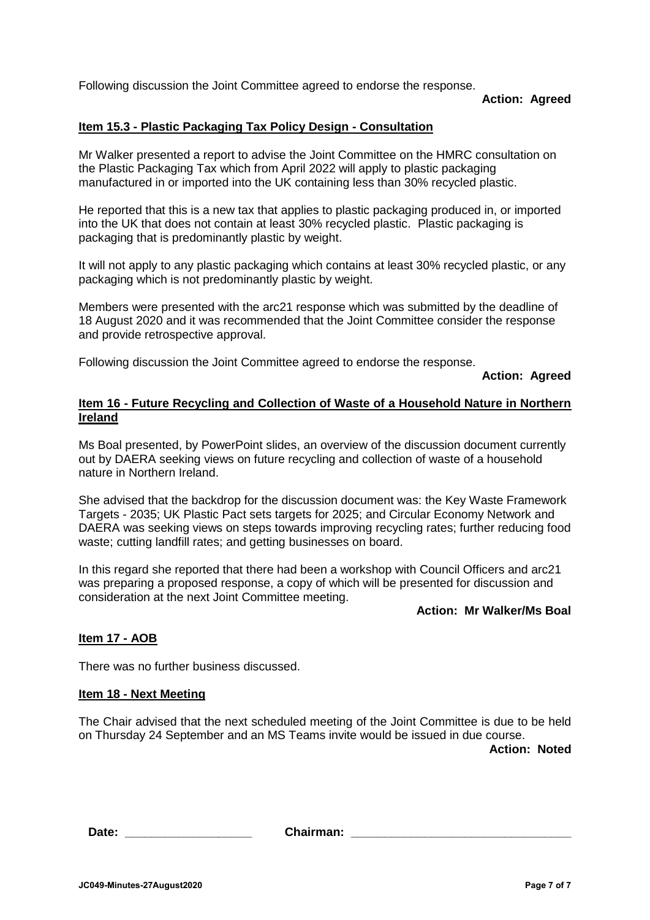Following discussion the Joint Committee agreed to endorse the response.

**Action: Agreed**

**Item 15.3 - Plastic Packaging Tax Policy Design - Consultation**

Mr Walker presented a report to advise the Joint Committee on the HMRC consultation on the Plastic Packaging Tax which from April 2022 will apply to plastic packaging manufactured in or imported into the UK containing less than 30% recycled plastic.

He reported that this is a new tax that applies to plastic packaging produced in, or imported into the UK that does not contain at least 30% recycled plastic. Plastic packaging is packaging that is predominantly plastic by weight.

It will not apply to any plastic packaging which contains at least 30% recycled plastic, or any packaging which is not predominantly plastic by weight.

Members were presented with the arc21 response which was submitted by the deadline of 18 August 2020 and it was recommended that the Joint Committee consider the response and provide retrospective approval.

Following discussion the Joint Committee agreed to endorse the response.

**Action: Agreed**

**Item 16 - Future Recycling and Collection of Waste of a Household Nature in Northern Ireland**

Ms Boal presented, by PowerPoint slides, an overview of the discussion document currently out by DAERA seeking views on future recycling and collection of waste of a household nature in Northern Ireland.

She advised that the backdrop for the discussion document was: the Key Waste Framework Targets - 2035; UK Plastic Pact sets targets for 2025; and Circular Economy Network and DAERA was seeking views on steps towards improving recycling rates; further reducing food waste; cutting landfill rates; and getting businesses on board.

In this regard she reported that there had been a workshop with Council Officers and arc21 was preparing a proposed response, a copy of which will be presented for discussion and consideration at the next Joint Committee meeting.

**Action: Mr Walker/Ms Boal**

**Item 17 - AOB**

There was no further business discussed.

**Item 18 - Next Meeting**

The Chair advised that the next scheduled meeting of the Joint Committee is due to be held on Thursday 24 September and an MS Teams invite would be issued in due course.

**Action: Noted**

**Date:** ___________________ **Chairman:** _________________________________

**JC049-Minutes-27August2020**